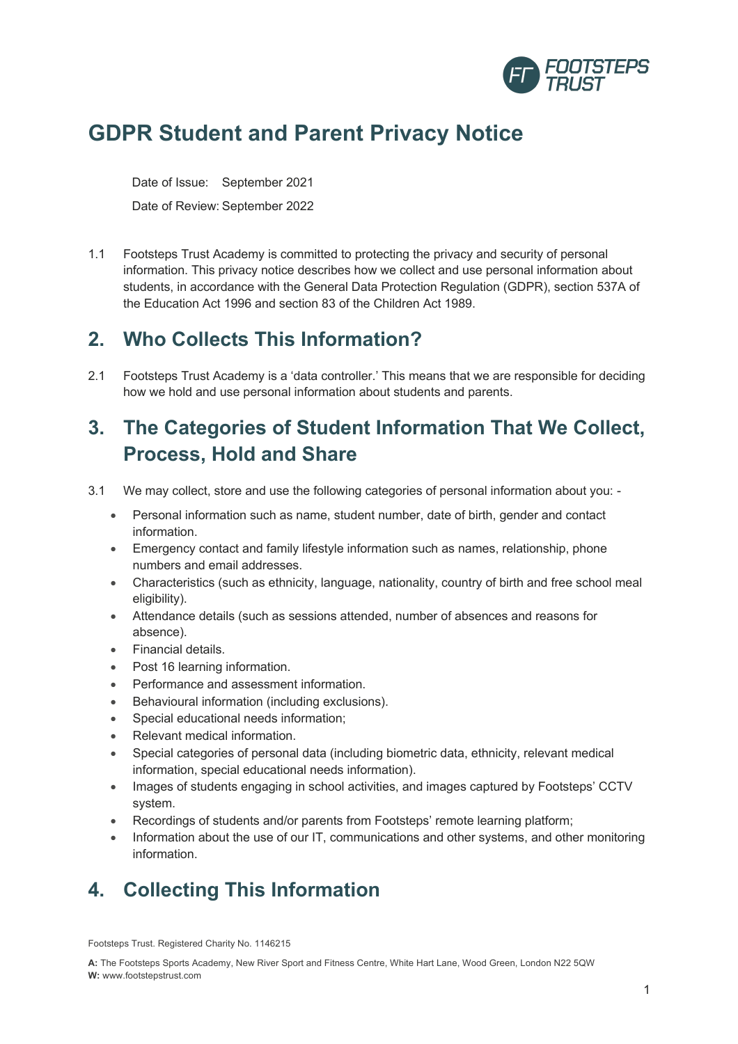# GDPR Student and Parent Privacy Notice

Date of Issue: September 2021

Date of Review: September 2022

1.1 Footsteps Trust Academy is committed to protecting the privacy and security of personal information. This privacy notice describes how we collect and use personal information about students, in accordance with the General Data Protection Regulation (GDPR), section 537A of the Education Act 1996 and section 83 of the Children Act 1989.

## 2. Who Collects This Information?

2.1 Footsteps Trust Academy is a 'data controller.' This means that we are responsible for deciding how we hold and use personal information about students and parents.

## 3. The Categories of Student Information That We Collect, Process, Hold and Share

3.1 We may collect, store and use the following categories of personal information about you: -

- Personal information such as name, student number, date of birth, gender and contact information.
- Emergency contact and family lifestyle information such as names, relationship, phone numbers and email addresses.
- Characteristics (such as ethnicity, language, nationality, country of birth and free school meal eligibility).
- Attendance details (such as sessions attended, number of absences and reasons for absence).
- Financial details.
- Post 16 learning information.
- Performance and assessment information.
- Behavioural information (including exclusions).
- Special educational needs information;
- Relevant medical information.
- Special categories of personal data (including biometric data, ethnicity, relevant medical information, special educational needs information).
- Images of students engaging in school activities, and images captured by Footsteps' CCTV system.
- Recordings of students and/or parents from Footsteps' remote learning platform;
- Information about the use of our IT, communications and other systems, and other monitoring information.

## 4. Collecting This Information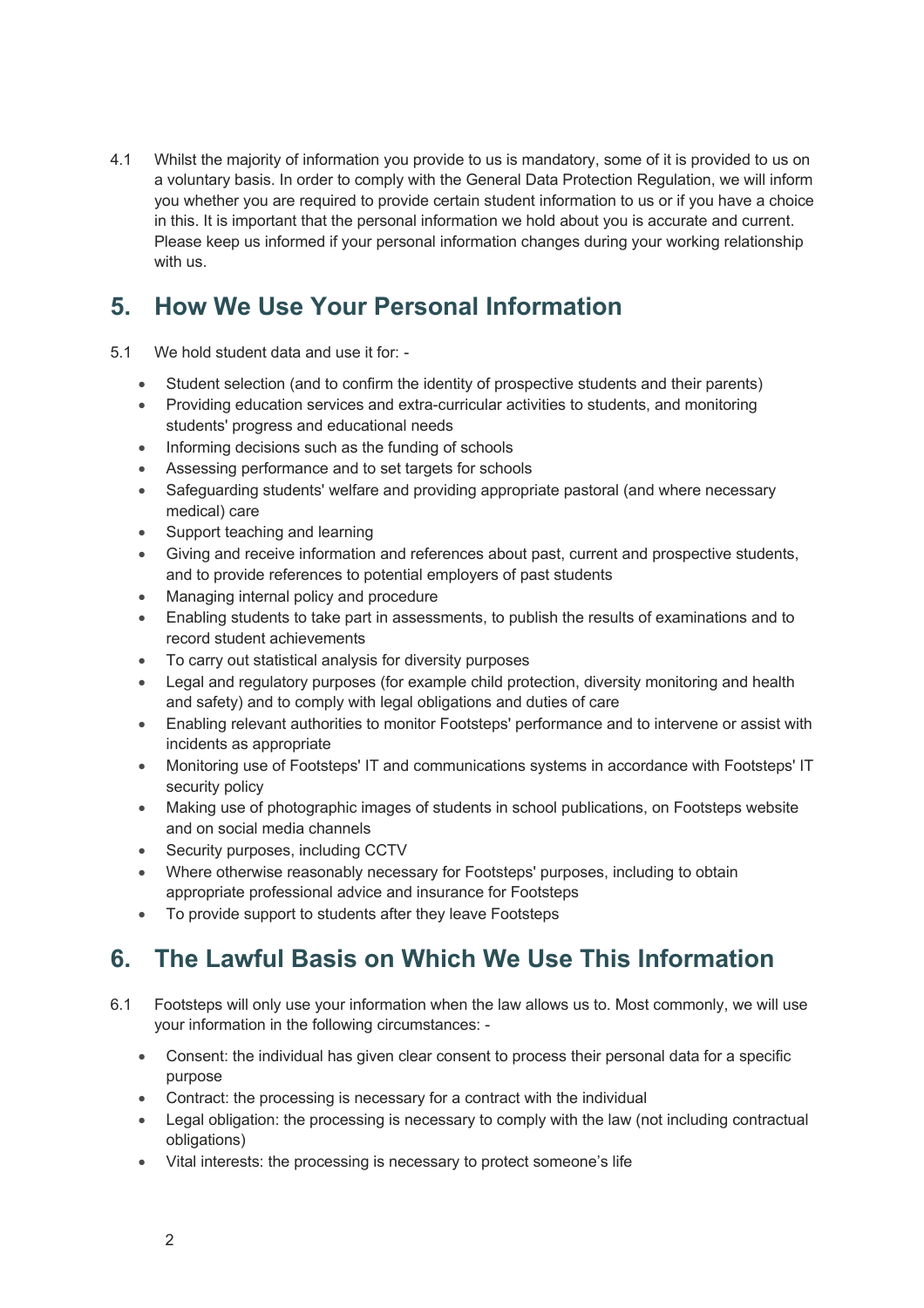4.1 Whilst the majority of information you provide to us is mandatory, some of it is provided to us on a voluntary basis. In order to comply with the General Data Protection Regulation, we will inform you whether you are required to provide certain student information to us or if you have a choice in this. It is important that the personal information we hold about you is accurate and current. Please keep us informed if your personal information changes during your working relationship with us.

## 5. How We Use Your Personal Information

5.1 We hold student data and use it for: -

- Student selection (and to confirm the identity of prospective students and their parents)
- Providing education services and extra-curricular activities to students, and monitoring students' progress and educational needs
- Informing decisions such as the funding of schools
- Assessing performance and to set targets for schools
- Safeguarding students' welfare and providing appropriate pastoral (and where necessary medical) care
- Support teaching and learning
- Giving and receive information and references about past, current and prospective students, and to provide references to potential employers of past students
- Managing internal policy and procedure
- Enabling students to take part in assessments, to publish the results of examinations and to record student achievements
- To carry out statistical analysis for diversity purposes
- Legal and regulatory purposes (for example child protection, diversity monitoring and health and safety) and to comply with legal obligations and duties of care
- Enabling relevant authorities to monitor Footsteps' performance and to intervene or assist with incidents as appropriate
- Monitoring use of Footsteps' IT and communications systems in accordance with Footsteps' IT security policy
- Making use of photographic images of students in school publications, on Footsteps website and on social media channels
- Security purposes, including CCTV
- Where otherwise reasonably necessary for Footsteps' purposes, including to obtain appropriate professional advice and insurance for Footsteps
- To provide support to students after they leave Footsteps

## 6. The Lawful Basis on Which We Use This Information

6.1 Footsteps will only use your information when the law allows us to. Most commonly, we will use your information in the following circumstances: -

- Consent: the individual has given clear consent to process their personal data for a specific purpose
- Contract: the processing is necessary for a contract with the individual
- Legal obligation: the processing is necessary to comply with the law (not including contractual obligations)
- Vital interests: the processing is necessary to protect someone's life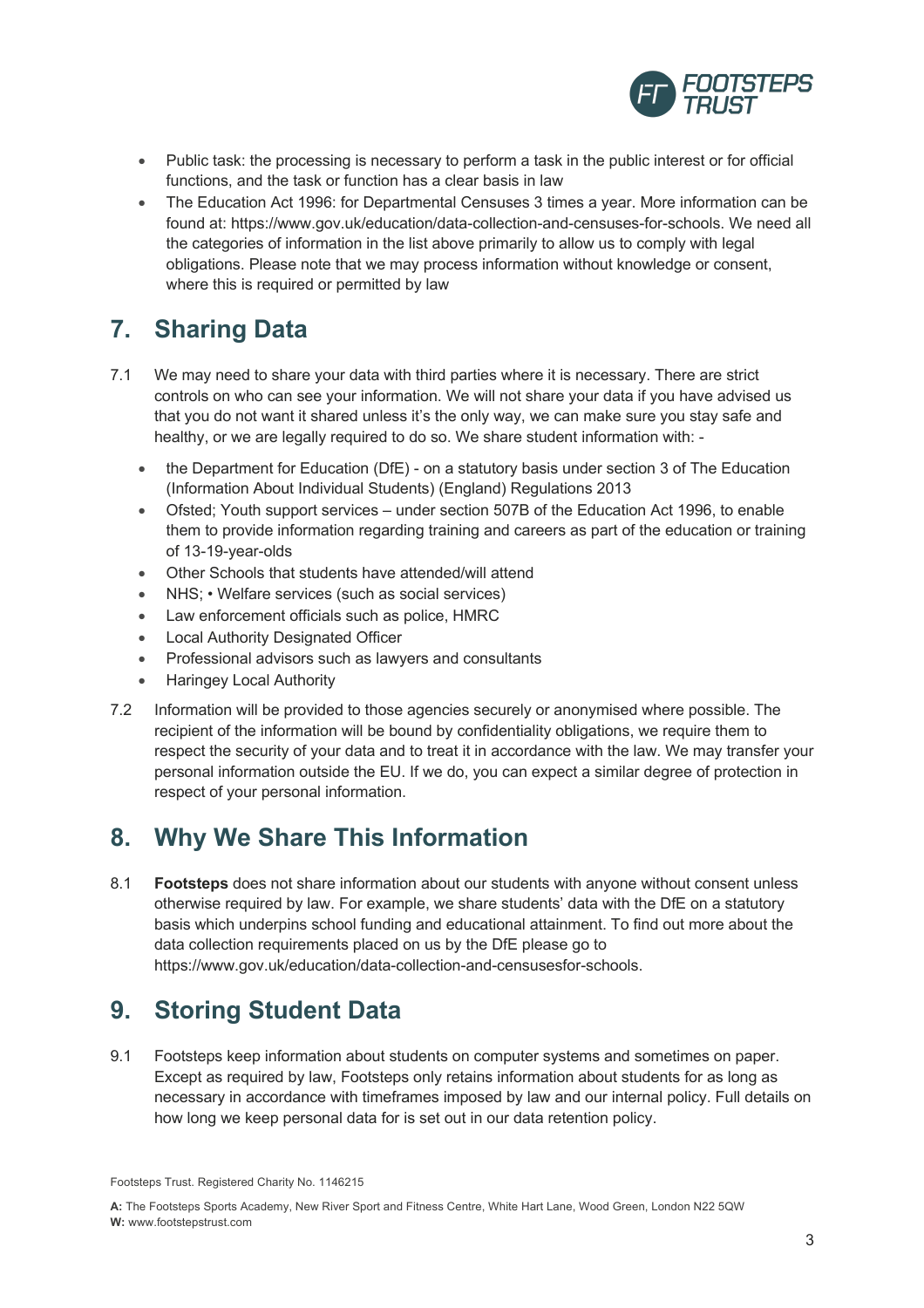- Public task: the processing is necessary to perform a task in the public interest or for official functions, and the task or function has a clear basis in law
- The Education Act 1996: for Departmental Censuses 3 times a year. More information can be found at: https://www.gov.uk/education/data-collection-and-censuses-for-schools. We need all the categories of information in the list above primarily to allow us to comply with legal obligations. Please note that we may process information without knowledge or consent, where this is required or permitted by law

## 7. Sharing Data

7.1 We may need to share your data with third parties where it is necessary. There are strict controls on who can see your information. We will not share your data if you have advised us that you do not want it shared unless it's the only way, we can make sure you stay safe and healthy, or we are legally required to do so. We share student information with: -

- the Department for Education (DfE) - on a statutory basis under section 3 of The Education (Information About Individual Students) (England) Regulations 2013
- Ofsted; Youth support services – under section 507B of the Education Act 1996, to enable them to provide information regarding training and careers as part of the education or training of 13-19-year-olds
- Other Schools that students have attended/will attend
- NHS; • Welfare services (such as social services)
- Law enforcement officials such as police, HMRC
- Local Authority Designated Officer
- Professional advisors such as lawyers and consultants
- Haringey Local Authority

7.2 Information will be provided to those agencies securely or anonymised where possible. The recipient of the information will be bound by confidentiality obligations, we require them to respect the security of your data and to treat it in accordance with the law. We may transfer your personal information outside the EU. If we do, you can expect a similar degree of protection in respect of your personal information.

## 8. Why We Share This Information

8.1 **Footsteps** does not share information about our students with anyone without consent unless otherwise required by law. For example, we share students' data with the DfE on a statutory basis which underpins school funding and educational attainment. To find out more about the data collection requirements placed on us by the DfE please go to https://www.gov.uk/education/data-collection-and-censusesfor-schools.

## 9. Storing Student Data

9.1 Footsteps keep information about students on computer systems and sometimes on paper. Except as required by law, Footsteps only retains information about students for as long as necessary in accordance with timeframes imposed by law and our internal policy. Full details on how long we keep personal data for is set out in our data retention policy.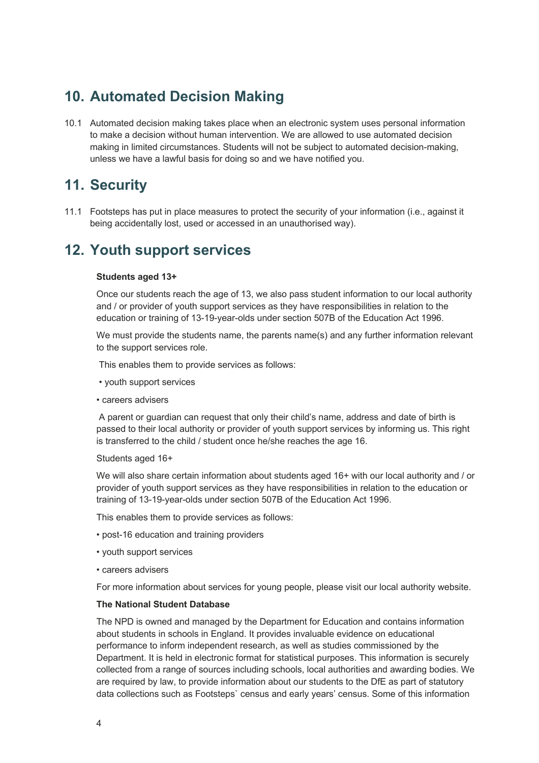## 10. Automated Decision Making

10.1 Automated decision making takes place when an electronic system uses personal information to make a decision without human intervention. We are allowed to use automated decision making in limited circumstances. Students will not be subject to automated decision-making, unless we have a lawful basis for doing so and we have notified you.

## 11. Security

11.1 Footsteps has put in place measures to protect the security of your information (i.e., against it being accidentally lost, used or accessed in an unauthorised way).

## 12. Youth support services

**Students aged 13+**

Once our students reach the age of 13, we also pass student information to our local authority and / or provider of youth support services as they have responsibilities in relation to the education or training of 13-19-year-olds under section 507B of the Education Act 1996.

We must provide the students name, the parents name(s) and any further information relevant to the support services role.

This enables them to provide services as follows:

• youth support services

• careers advisers

A parent or guardian can request that only their child's name, address and date of birth is passed to their local authority or provider of youth support services by informing us. This right is transferred to the child / student once he/she reaches the age 16.

Students aged 16+

We will also share certain information about students aged 16+ with our local authority and / or provider of youth support services as they have responsibilities in relation to the education or training of 13-19-year-olds under section 507B of the Education Act 1996.

This enables them to provide services as follows:

• post-16 education and training providers

• youth support services

• careers advisers

For more information about services for young people, please visit our local authority website.

**The National Student Database**

The NPD is owned and managed by the Department for Education and contains information about students in schools in England. It provides invaluable evidence on educational performance to inform independent research, as well as studies commissioned by the Department. It is held in electronic format for statistical purposes. This information is securely collected from a range of sources including schools, local authorities and awarding bodies. We are required by law, to provide information about our students to the DfE as part of statutory data collections such as Footsteps` census and early years' census. Some of this information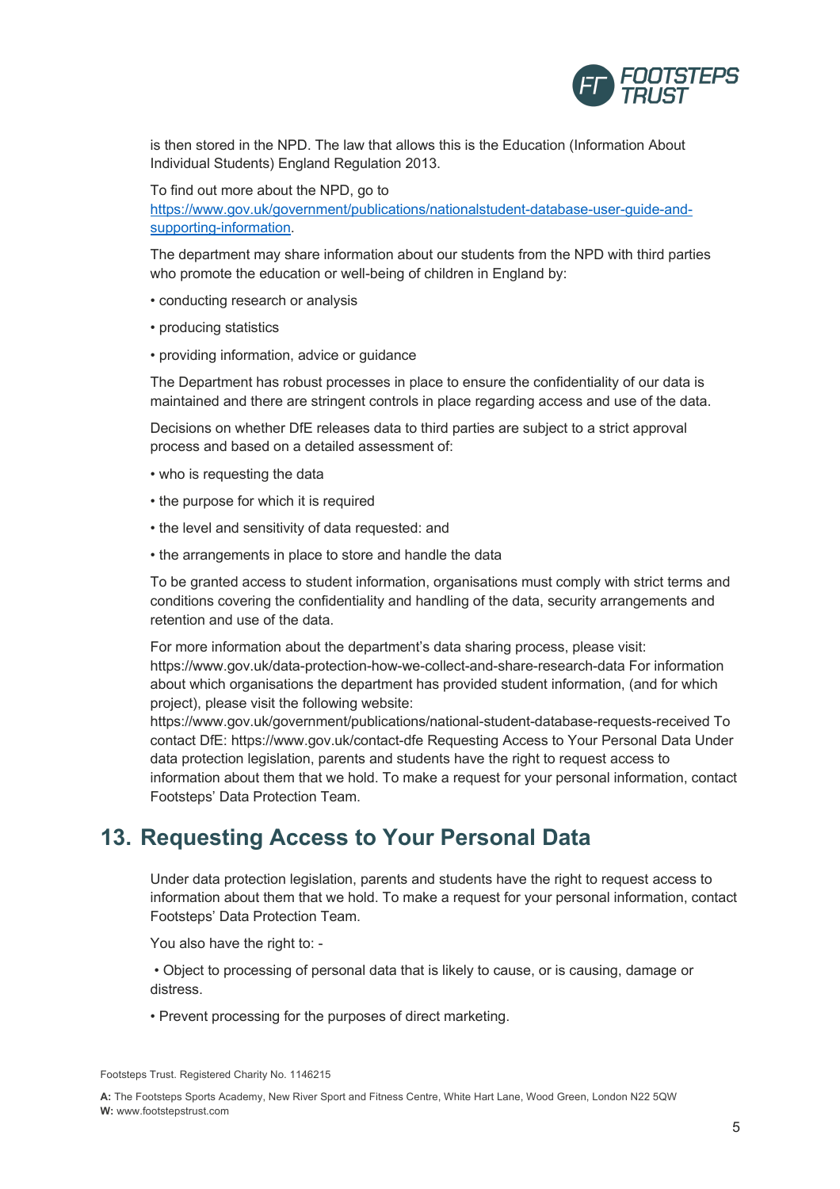is then stored in the NPD. The law that allows this is the Education (Information About Individual Students) England Regulation 2013.

To find out more about the NPD, go to [https://www.gov.uk/government/publications/nationalstudent-database-user-guide-and-supporting-information](https://www.gov.uk/government/publications/nationalstudent-database-user-guide-and-supporting-information).

The department may share information about our students from the NPD with third parties who promote the education or well-being of children in England by:

• conducting research or analysis

• producing statistics

• providing information, advice or guidance

The Department has robust processes in place to ensure the confidentiality of our data is maintained and there are stringent controls in place regarding access and use of the data.

Decisions on whether DfE releases data to third parties are subject to a strict approval process and based on a detailed assessment of:

• who is requesting the data

• the purpose for which it is required

• the level and sensitivity of data requested: and

• the arrangements in place to store and handle the data

To be granted access to student information, organisations must comply with strict terms and conditions covering the confidentiality and handling of the data, security arrangements and retention and use of the data.

For more information about the department's data sharing process, please visit: https://www.gov.uk/data-protection-how-we-collect-and-share-research-data For information about which organisations the department has provided student information, (and for which project), please visit the following website: https://www.gov.uk/government/publications/national-student-database-requests-received To contact DfE: https://www.gov.uk/contact-dfe Requesting Access to Your Personal Data Under data protection legislation, parents and students have the right to request access to information about them that we hold. To make a request for your personal information, contact Footsteps' Data Protection Team.

## 13. Requesting Access to Your Personal Data

Under data protection legislation, parents and students have the right to request access to information about them that we hold. To make a request for your personal information, contact Footsteps' Data Protection Team.

You also have the right to: -

• Object to processing of personal data that is likely to cause, or is causing, damage or distress.

• Prevent processing for the purposes of direct marketing.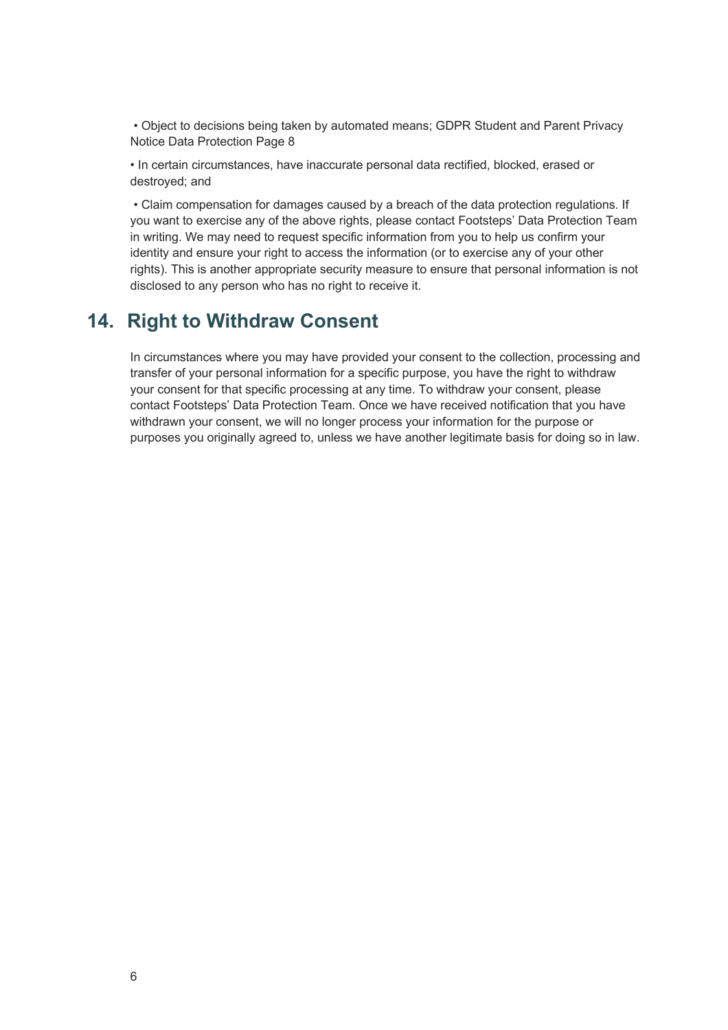- Object to decisions being taken by automated means; GDPR Student and Parent Privacy Notice Data Protection Page 8
- In certain circumstances, have inaccurate personal data rectified, blocked, erased or destroyed; and
- Claim compensation for damages caused by a breach of the data protection regulations. If you want to exercise any of the above rights, please contact Footsteps' Data Protection Team in writing. We may need to request specific information from you to help us confirm your identity and ensure your right to access the information (or to exercise any of your other rights). This is another appropriate security measure to ensure that personal information is not disclosed to any person who has no right to receive it.

## 14. Right to Withdraw Consent

In circumstances where you may have provided your consent to the collection, processing and transfer of your personal information for a specific purpose, you have the right to withdraw your consent for that specific processing at any time. To withdraw your consent, please contact Footsteps' Data Protection Team. Once we have received notification that you have withdrawn your consent, we will no longer process your information for the purpose or purposes you originally agreed to, unless we have another legitimate basis for doing so in law.